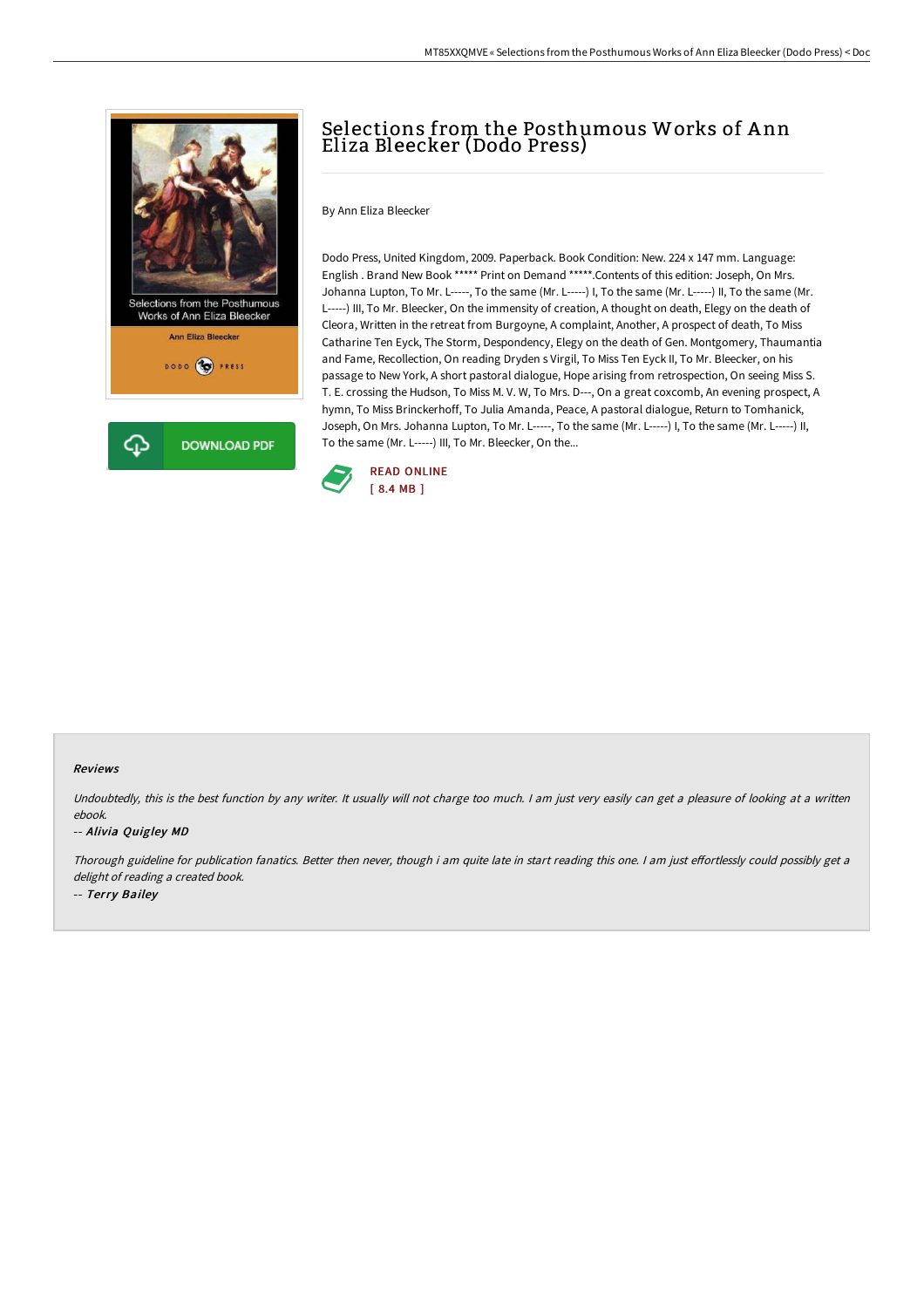# Selections from the Posthumous Works of Ann Eliza Bleecker (Dodo Press)

By Ann Eliza Bleecker

Dodo Press, United Kingdom, 2009. Paperback. Book Condition: New. 224 x 147 mm. Language: English . Brand New Book ***** Print on Demand *****.Contents of this edition: Joseph, On Mrs. Johanna Lupton, To Mr. L-----, To the same (Mr. L-----) I, To the same (Mr. L-----) II, To the same (Mr. L-----) III, To Mr. Bleecker, On the immensity of creation, A thought on death, Elegy on the death of Cleora, Written in the retreat from Burgoyne, A complaint, Another, A prospect of death, To Miss Catharine Ten Eyck, The Storm, Despondency, Elegy on the death of Gen. Montgomery, Thaumantia and Fame, Recollection, On reading Dryden s Virgil, To Miss Ten Eyck II, To Mr. Bleecker, on his passage to New York, A short pastoral dialogue, Hope arising from retrospection, On seeing Miss S. T. E. crossing the Hudson, To Miss M. V. W, To Mrs. D---, On a great coxcomb, An evening prospect, A hymn, To Miss Brinckerhoff, To Julia Amanda, Peace, A pastoral dialogue, Return to Tomhanick, Joseph, On Mrs. Johanna Lupton, To Mr. L-----, To the same (Mr. L-----) I, To the same (Mr. L-----) II, To the same (Mr. L-----) III, To Mr. Bleecker, On the...

DOWNLOAD PDF

READ ONLINE
[ 8.4 MB ]

#### Reviews

*Undoubtedly, this is the best function by any writer. It usually will not charge too much. I am just very easily can get a pleasure of looking at a written ebook.*

*-- Alivia Quigley MD*

*Thorough guideline for publication fanatics. Better then never, though i am quite late in start reading this one. I am just effortlessly could possibly get a delight of reading a created book.*

*-- Terry Bailey*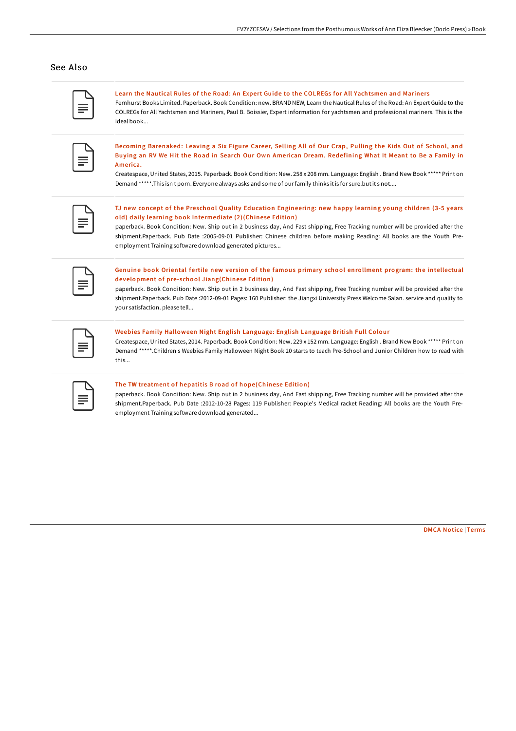## See Also

**Learn the Nautical Rules of the Road: An Expert Guide to the COLREGs for All Yachtsmen and Mariners**

Fernhurst Books Limited. Paperback. Book Condition: new. BRAND NEW, Learn the Nautical Rules of the Road: An Expert Guide to the COLREGs for All Yachtsmen and Mariners, Paul B. Boissier, Expert information for yachtsmen and professional mariners. This is the ideal book...

**Becoming Barenaked: Leaving a Six Figure Career, Selling All of Our Crap, Pulling the Kids Out of School, and Buying an RV We Hit the Road in Search Our Own American Dream. Redefining What It Meant to Be a Family in America.**

Createspace, United States, 2015. Paperback. Book Condition: New. 258 x 208 mm. Language: English . Brand New Book ***** Print on Demand *****.This isn t porn. Everyone always asks and some of our family thinks it is for sure.but it s not....

**TJ new concept of the Preschool Quality Education Engineering: new happy learning young children (3-5 years old) daily learning book Intermediate (2)(Chinese Edition)**

paperback. Book Condition: New. Ship out in 2 business day, And Fast shipping, Free Tracking number will be provided after the shipment.Paperback. Pub Date :2005-09-01 Publisher: Chinese children before making Reading: All books are the Youth Pre-employment Training software download generated pictures...

**Genuine book Oriental fertile new version of the famous primary school enrollment program: the intellectual development of pre-school Jiang(Chinese Edition)**

paperback. Book Condition: New. Ship out in 2 business day, And Fast shipping, Free Tracking number will be provided after the shipment.Paperback. Pub Date :2012-09-01 Pages: 160 Publisher: the Jiangxi University Press Welcome Salan. service and quality to your satisfaction. please tell...

**Weebies Family Halloween Night English Language: English Language British Full Colour**

Createspace, United States, 2014. Paperback. Book Condition: New. 229 x 152 mm. Language: English . Brand New Book ***** Print on Demand *****.Children s Weebies Family Halloween Night Book 20 starts to teach Pre-School and Junior Children how to read with this...

**The TW treatment of hepatitis B road of hope(Chinese Edition)**

paperback. Book Condition: New. Ship out in 2 business day, And Fast shipping, Free Tracking number will be provided after the shipment.Paperback. Pub Date :2012-10-28 Pages: 119 Publisher: People's Medical racket Reading: All books are the Youth Pre-employment Training software download generated...